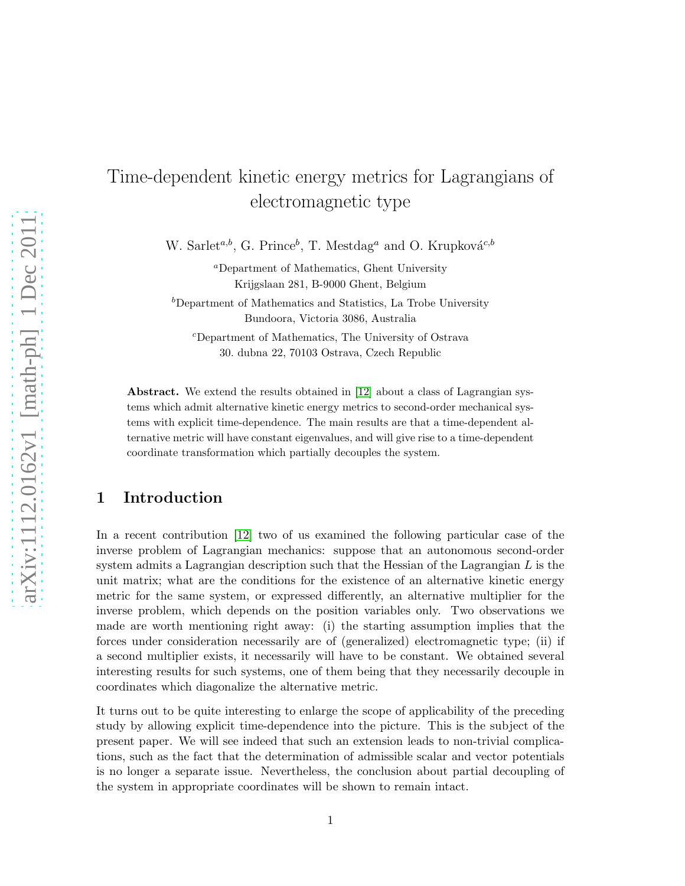# Time-dependent kinetic energy metrics for Lagrangians of electromagnetic type

W. Sarlet[a,b], G. Prince[b], T. Mestdag[a] and O. Krupková[c,b]

[a]Department of Mathematics, Ghent University
Krijgslaan 281, B-9000 Ghent, Belgium

[b]Department of Mathematics and Statistics, La Trobe University
Bundoora, Victoria 3086, Australia

[c]Department of Mathematics, The University of Ostrava
30. dubna 22, 70103 Ostrava, Czech Republic

**Abstract.** We extend the results obtained in [12] about a class of Lagrangian systems which admit alternative kinetic energy metrics to second-order mechanical systems with explicit time-dependence. The main results are that a time-dependent alternative metric will have constant eigenvalues, and will give rise to a time-dependent coordinate transformation which partially decouples the system.

## 1 Introduction

In a recent contribution [12] two of us examined the following particular case of the inverse problem of Lagrangian mechanics: suppose that an autonomous second-order system admits a Lagrangian description such that the Hessian of the Lagrangian $L$ is the unit matrix; what are the conditions for the existence of an alternative kinetic energy metric for the same system, or expressed differently, an alternative multiplier for the inverse problem, which depends on the position variables only. Two observations we made are worth mentioning right away: (i) the starting assumption implies that the forces under consideration necessarily are of (generalized) electromagnetic type; (ii) if a second multiplier exists, it necessarily will have to be constant. We obtained several interesting results for such systems, one of them being that they necessarily decouple in coordinates which diagonalize the alternative metric.

It turns out to be quite interesting to enlarge the scope of applicability of the preceding study by allowing explicit time-dependence into the picture. This is the subject of the present paper. We will see indeed that such an extension leads to non-trivial complications, such as the fact that the determination of admissible scalar and vector potentials is no longer a separate issue. Nevertheless, the conclusion about partial decoupling of the system in appropriate coordinates will be shown to remain intact.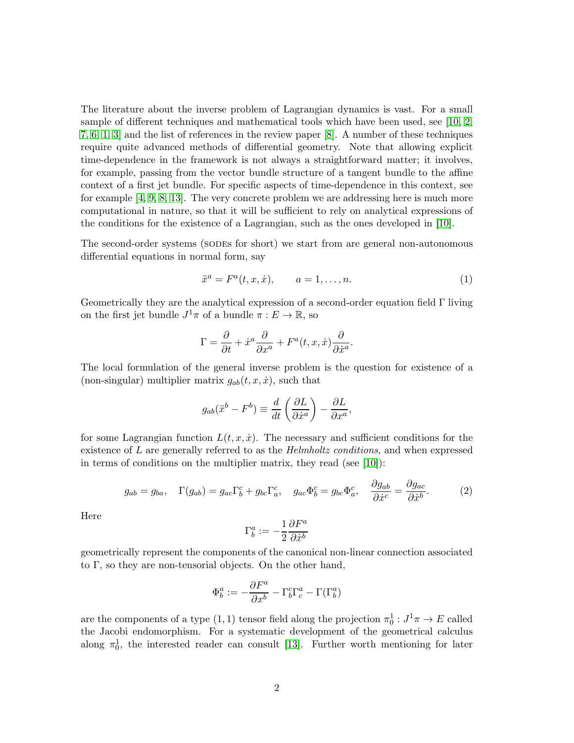The literature about the inverse problem of Lagrangian dynamics is vast. For a small sample of different techniques and mathematical tools which have been used, see [10, 2, 7, 6, 1, 3] and the list of references in the review paper [8]. A number of these techniques require quite advanced methods of differential geometry. Note that allowing explicit time-dependence in the framework is not always a straightforward matter; it involves, for example, passing from the vector bundle structure of a tangent bundle to the affine context of a first jet bundle. For specific aspects of time-dependence in this context, see for example [4, 9, 8, 13]. The very concrete problem we are addressing here is much more computational in nature, so that it will be sufficient to rely on analytical expressions of the conditions for the existence of a Lagrangian, such as the ones developed in [10].

The second-order systems (SODEs for short) we start from are general non-autonomous differential equations in normal form, say

$$\ddot{x}^a = F^a(t, x, \dot{x}), \qquad a = 1, \ldots, n. \tag{1}$$

Geometrically they are the analytical expression of a second-order equation field $\Gamma$ living on the first jet bundle $J^1\pi$ of a bundle $\pi : E \to \mathbb{R}$, so

$$\Gamma = \frac{\partial}{\partial t} + \dot{x}^a \frac{\partial}{\partial x^a} + F^a(t, x, \dot{x}) \frac{\partial}{\partial \dot{x}^a}.$$

The local formulation of the general inverse problem is the question for existence of a (non-singular) multiplier matrix $g_{ab}(t, x, \dot{x})$, such that

$$g_{ab}(\ddot{x}^b - F^b) \equiv \frac{d}{dt}\left(\frac{\partial L}{\partial \dot{x}^a}\right) - \frac{\partial L}{\partial x^a},$$

for some Lagrangian function $L(t, x, \dot{x})$. The necessary and sufficient conditions for the existence of $L$ are generally referred to as the *Helmholtz conditions*, and when expressed in terms of conditions on the multiplier matrix, they read (see [10]):

$$g_{ab} = g_{ba}, \quad \Gamma(g_{ab}) = g_{ac}\Gamma^c_b + g_{bc}\Gamma^c_a, \quad g_{ac}\Phi^c_b = g_{bc}\Phi^c_a, \quad \frac{\partial g_{ab}}{\partial \dot{x}^c} = \frac{\partial g_{ac}}{\partial \dot{x}^b}. \tag{2}$$

Here

$$\Gamma^a_b := -\frac{1}{2}\frac{\partial F^a}{\partial \dot{x}^b}$$

geometrically represent the components of the canonical non-linear connection associated to $\Gamma$, so they are non-tensorial objects. On the other hand,

$$\Phi^a_b := -\frac{\partial F^a}{\partial x^b} - \Gamma^c_b \Gamma^a_c - \Gamma(\Gamma^a_b)$$

are the components of a type $(1, 1)$ tensor field along the projection $\pi^1_0 : J^1\pi \to E$ called the Jacobi endomorphism. For a systematic development of the geometrical calculus along $\pi^1_0$, the interested reader can consult [13]. Further worth mentioning for later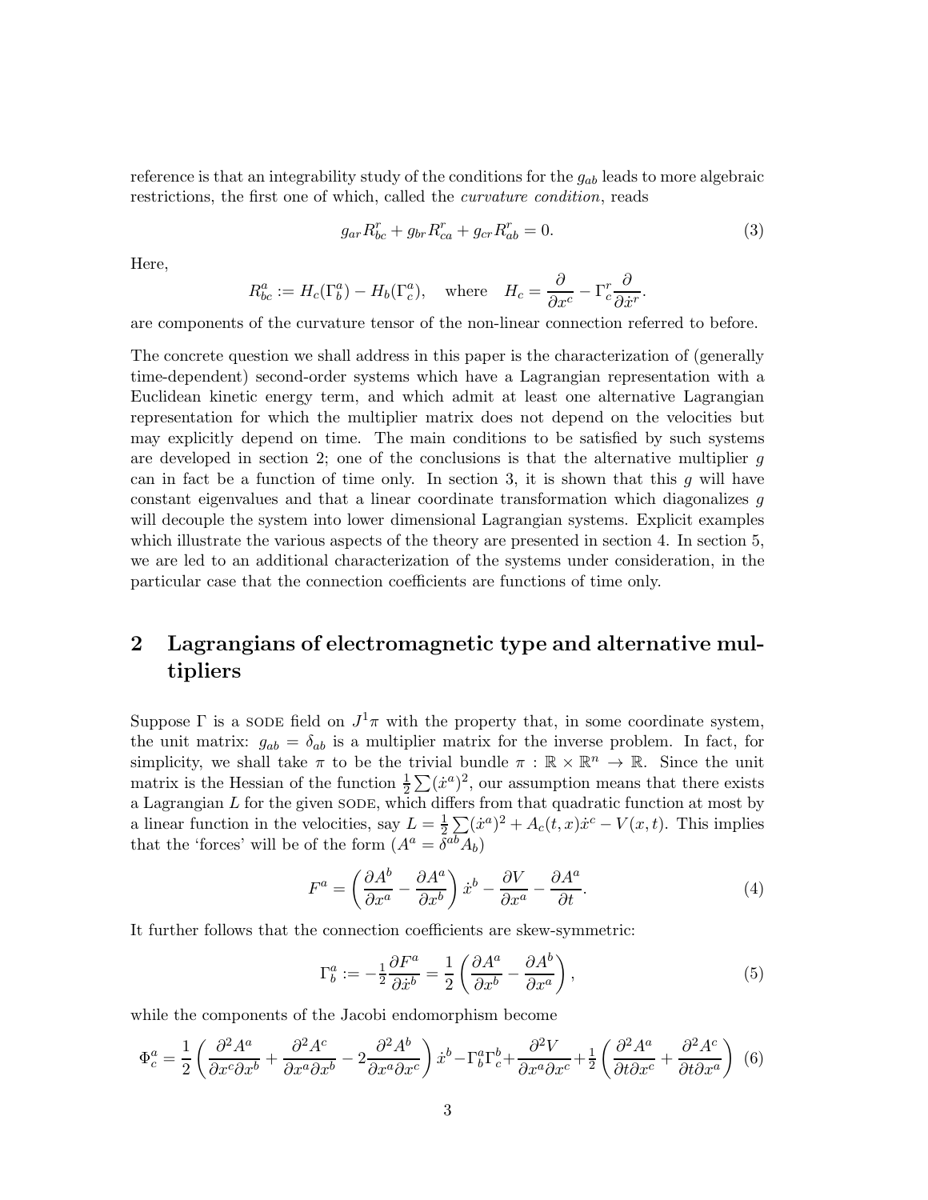reference is that an integrability study of the conditions for the $g_{ab}$ leads to more algebraic restrictions, the first one of which, called the *curvature condition*, reads

$$g_{ar}R^r_{bc} + g_{br}R^r_{ca} + g_{cr}R^r_{ab} = 0. \tag{3}$$

Here,

$$R^a_{bc} := H_c(\Gamma^a_b) - H_b(\Gamma^a_c), \quad \text{where} \quad H_c = \frac{\partial}{\partial x^c} - \Gamma^r_c \frac{\partial}{\partial \dot{x}^r}.$$

are components of the curvature tensor of the non-linear connection referred to before.

The concrete question we shall address in this paper is the characterization of (generally time-dependent) second-order systems which have a Lagrangian representation with a Euclidean kinetic energy term, and which admit at least one alternative Lagrangian representation for which the multiplier matrix does not depend on the velocities but may explicitly depend on time. The main conditions to be satisfied by such systems are developed in section 2; one of the conclusions is that the alternative multiplier $g$ can in fact be a function of time only. In section 3, it is shown that this $g$ will have constant eigenvalues and that a linear coordinate transformation which diagonalizes $g$ will decouple the system into lower dimensional Lagrangian systems. Explicit examples which illustrate the various aspects of the theory are presented in section 4. In section 5, we are led to an additional characterization of the systems under consideration, in the particular case that the connection coefficients are functions of time only.

## 2 Lagrangians of electromagnetic type and alternative multipliers

Suppose $\Gamma$ is a SODE field on $J^1\pi$ with the property that, in some coordinate system, the unit matrix: $g_{ab} = \delta_{ab}$ is a multiplier matrix for the inverse problem. In fact, for simplicity, we shall take $\pi$ to be the trivial bundle $\pi : \mathbb{R} \times \mathbb{R}^n \to \mathbb{R}$. Since the unit matrix is the Hessian of the function $\frac{1}{2}\sum(\dot{x}^a)^2$, our assumption means that there exists a Lagrangian $L$ for the given SODE, which differs from that quadratic function at most by a linear function in the velocities, say $L = \frac{1}{2}\sum(\dot{x}^a)^2 + A_c(t,x)\dot{x}^c - V(x,t)$. This implies that the 'forces' will be of the form ($A^a = \delta^{ab}A_b$)

$$F^a = \left(\frac{\partial A^b}{\partial x^a} - \frac{\partial A^a}{\partial x^b}\right)\dot{x}^b - \frac{\partial V}{\partial x^a} - \frac{\partial A^a}{\partial t}. \tag{4}$$

It further follows that the connection coefficients are skew-symmetric:

$$\Gamma^a_b := -\tfrac{1}{2}\frac{\partial F^a}{\partial \dot{x}^b} = \frac{1}{2}\left(\frac{\partial A^a}{\partial x^b} - \frac{\partial A^b}{\partial x^a}\right), \tag{5}$$

while the components of the Jacobi endomorphism become

$$\Phi^a_c = \frac{1}{2}\left(\frac{\partial^2 A^a}{\partial x^c \partial x^b} + \frac{\partial^2 A^c}{\partial x^a \partial x^b} - 2\frac{\partial^2 A^b}{\partial x^a \partial x^c}\right)\dot{x}^b - \Gamma^a_b\Gamma^b_c + \frac{\partial^2 V}{\partial x^a \partial x^c} + \tfrac{1}{2}\left(\frac{\partial^2 A^a}{\partial t \partial x^c} + \frac{\partial^2 A^c}{\partial t \partial x^a}\right) \tag{6}$$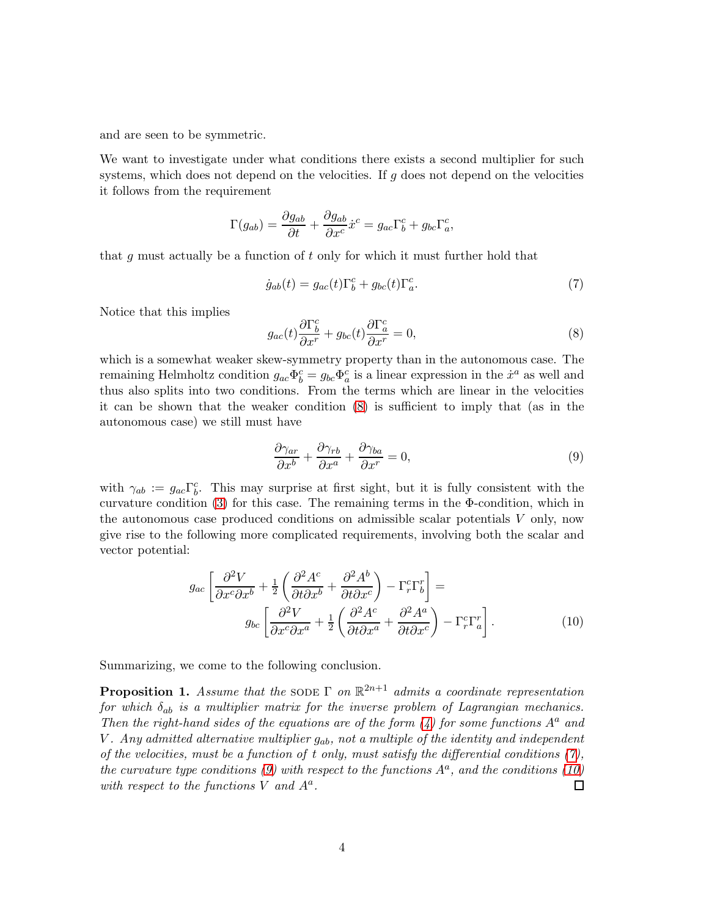and are seen to be symmetric.

We want to investigate under what conditions there exists a second multiplier for such systems, which does not depend on the velocities. If $g$ does not depend on the velocities it follows from the requirement

$$\Gamma(g_{ab}) = \frac{\partial g_{ab}}{\partial t} + \frac{\partial g_{ab}}{\partial x^c}\dot{x}^c = g_{ac}\Gamma^c_b + g_{bc}\Gamma^c_a,$$

that $g$ must actually be a function of $t$ only for which it must further hold that

$$\dot{g}_{ab}(t) = g_{ac}(t)\Gamma^c_b + g_{bc}(t)\Gamma^c_a. \tag{7}$$

Notice that this implies

$$g_{ac}(t)\frac{\partial \Gamma^c_b}{\partial x^r} + g_{bc}(t)\frac{\partial \Gamma^c_a}{\partial x^r} = 0, \tag{8}$$

which is a somewhat weaker skew-symmetry property than in the autonomous case. The remaining Helmholtz condition $g_{ac}\Phi^c_b = g_{bc}\Phi^c_a$ is a linear expression in the $\dot{x}^a$ as well and thus also splits into two conditions. From the terms which are linear in the velocities it can be shown that the weaker condition (8) is sufficient to imply that (as in the autonomous case) we still must have

$$\frac{\partial \gamma_{ar}}{\partial x^b} + \frac{\partial \gamma_{rb}}{\partial x^a} + \frac{\partial \gamma_{ba}}{\partial x^r} = 0, \tag{9}$$

with $\gamma_{ab} := g_{ac}\Gamma^c_b$. This may surprise at first sight, but it is fully consistent with the curvature condition (3) for this case. The remaining terms in the $\Phi$-condition, which in the autonomous case produced conditions on admissible scalar potentials $V$ only, now give rise to the following more complicated requirements, involving both the scalar and vector potential:

$$g_{ac}\left[\frac{\partial^2 V}{\partial x^c \partial x^b} + \tfrac{1}{2}\left(\frac{\partial^2 A^c}{\partial t \partial x^b} + \frac{\partial^2 A^b}{\partial t \partial x^c}\right) - \Gamma^c_r\Gamma^r_b\right] =$$
$$g_{bc}\left[\frac{\partial^2 V}{\partial x^c \partial x^a} + \tfrac{1}{2}\left(\frac{\partial^2 A^c}{\partial t \partial x^a} + \frac{\partial^2 A^a}{\partial t \partial x^c}\right) - \Gamma^c_r\Gamma^r_a\right]. \tag{10}$$

Summarizing, we come to the following conclusion.

**Proposition 1.** *Assume that the* SODE $\Gamma$ *on* $\mathbb{R}^{2n+1}$ *admits a coordinate representation for which* $\delta_{ab}$ *is a multiplier matrix for the inverse problem of Lagrangian mechanics. Then the right-hand sides of the equations are of the form (4) for some functions* $A^a$ *and* $V$*. Any admitted alternative multiplier* $g_{ab}$*, not a multiple of the identity and independent of the velocities, must be a function of* $t$ *only, must satisfy the differential conditions (7), the curvature type conditions (9) with respect to the functions* $A^a$*, and the conditions (10) with respect to the functions* $V$ *and* $A^a$*.* □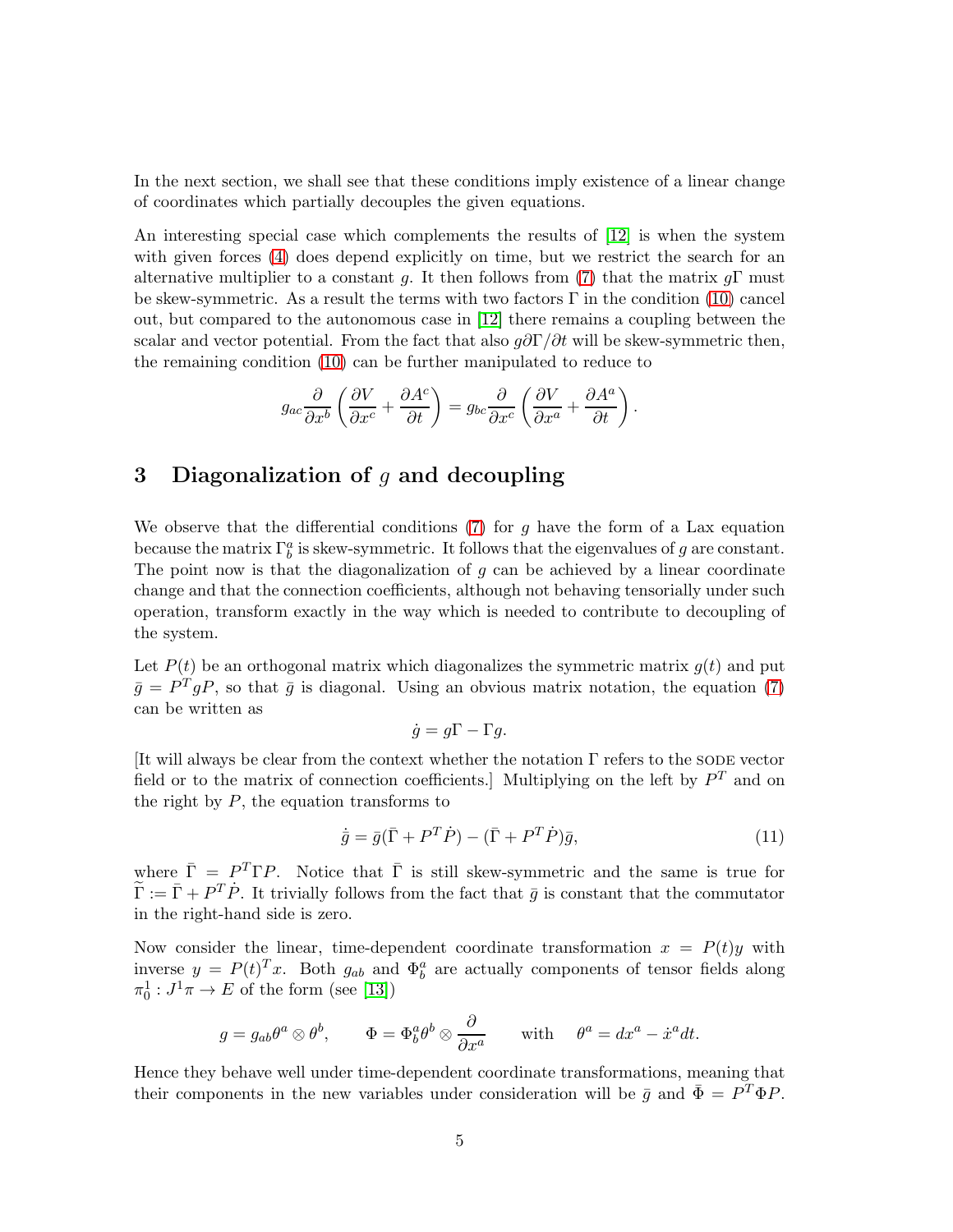In the next section, we shall see that these conditions imply existence of a linear change of coordinates which partially decouples the given equations.

An interesting special case which complements the results of [12] is when the system with given forces (4) does depend explicitly on time, but we restrict the search for an alternative multiplier to a constant $g$. It then follows from (7) that the matrix $g\Gamma$ must be skew-symmetric. As a result the terms with two factors $\Gamma$ in the condition (10) cancel out, but compared to the autonomous case in [12] there remains a coupling between the scalar and vector potential. From the fact that also $g\partial\Gamma/\partial t$ will be skew-symmetric then, the remaining condition (10) can be further manipulated to reduce to

$$g_{ac}\frac{\partial}{\partial x^b}\left(\frac{\partial V}{\partial x^c}+\frac{\partial A^c}{\partial t}\right)=g_{bc}\frac{\partial}{\partial x^c}\left(\frac{\partial V}{\partial x^a}+\frac{\partial A^a}{\partial t}\right).$$

## 3 Diagonalization of $g$ and decoupling

We observe that the differential conditions (7) for $g$ have the form of a Lax equation because the matrix $\Gamma^a_b$ is skew-symmetric. It follows that the eigenvalues of $g$ are constant. The point now is that the diagonalization of $g$ can be achieved by a linear coordinate change and that the connection coefficients, although not behaving tensorially under such operation, transform exactly in the way which is needed to contribute to decoupling of the system.

Let $P(t)$ be an orthogonal matrix which diagonalizes the symmetric matrix $g(t)$ and put $\bar{g}=P^TgP$, so that $\bar{g}$ is diagonal. Using an obvious matrix notation, the equation (7) can be written as

$$\dot{g}=g\Gamma-\Gamma g.$$

[It will always be clear from the context whether the notation $\Gamma$ refers to the SODE vector field or to the matrix of connection coefficients.] Multiplying on the left by $P^T$ and on the right by $P$, the equation transforms to

$$\dot{\bar{g}}=\bar{g}(\bar{\Gamma}+P^T\dot{P})-(\bar{\Gamma}+P^T\dot{P})\bar{g}, \tag{11}$$

where $\bar{\Gamma}=P^T\Gamma P$. Notice that $\bar{\Gamma}$ is still skew-symmetric and the same is true for $\widetilde{\Gamma}:=\bar{\Gamma}+P^T\dot{P}$. It trivially follows from the fact that $\bar{g}$ is constant that the commutator in the right-hand side is zero.

Now consider the linear, time-dependent coordinate transformation $x=P(t)y$ with inverse $y=P(t)^Tx$. Both $g_{ab}$ and $\Phi^a_b$ are actually components of tensor fields along $\pi^1_0: J^1\pi\to E$ of the form (see [13])

$$g=g_{ab}\theta^a\otimes\theta^b,\qquad \Phi=\Phi^a_b\theta^b\otimes\frac{\partial}{\partial x^a}\qquad\text{with}\quad \theta^a=dx^a-\dot{x}^a dt.$$

Hence they behave well under time-dependent coordinate transformations, meaning that their components in the new variables under consideration will be $\bar{g}$ and $\bar{\Phi}=P^T\Phi P$.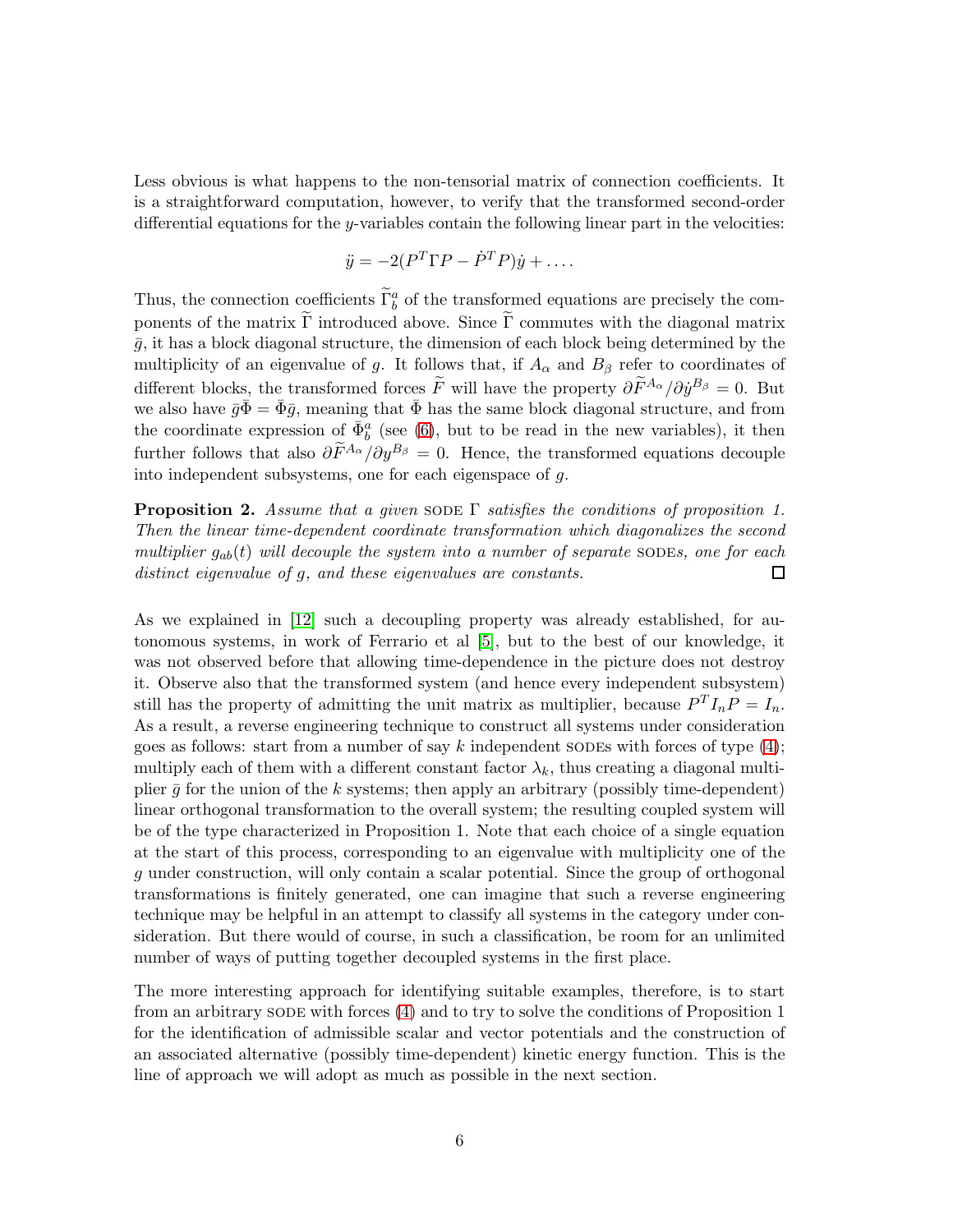Less obvious is what happens to the non-tensorial matrix of connection coefficients. It is a straightforward computation, however, to verify that the transformed second-order differential equations for the $y$-variables contain the following linear part in the velocities:

$$\ddot{y} = -2(P^T \Gamma P - \dot{P}^T P)\dot{y} + \ldots.$$

Thus, the connection coefficients $\widetilde{\Gamma}^a_b$ of the transformed equations are precisely the components of the matrix $\widetilde{\Gamma}$ introduced above. Since $\widetilde{\Gamma}$ commutes with the diagonal matrix $\bar{g}$, it has a block diagonal structure, the dimension of each block being determined by the multiplicity of an eigenvalue of $g$. It follows that, if $A_\alpha$ and $B_\beta$ refer to coordinates of different blocks, the transformed forces $\widetilde{F}$ will have the property $\partial \widetilde{F}^{A_\alpha}/\partial \dot{y}^{B_\beta} = 0$. But we also have $\bar{g}\bar{\Phi} = \bar{\Phi}\bar{g}$, meaning that $\bar{\Phi}$ has the same block diagonal structure, and from the coordinate expression of $\bar{\Phi}^a_b$ (see (6), but to be read in the new variables), it then further follows that also $\partial \widetilde{F}^{A_\alpha}/\partial y^{B_\beta} = 0$. Hence, the transformed equations decouple into independent subsystems, one for each eigenspace of $g$.

**Proposition 2.** *Assume that a given* SODE $\Gamma$ *satisfies the conditions of proposition 1. Then the linear time-dependent coordinate transformation which diagonalizes the second multiplier $g_{ab}(t)$ will decouple the system into a number of separate* SODE*s, one for each distinct eigenvalue of $g$, and these eigenvalues are constants.* □

As we explained in [12] such a decoupling property was already established, for autonomous systems, in work of Ferrario et al [5], but to the best of our knowledge, it was not observed before that allowing time-dependence in the picture does not destroy it. Observe also that the transformed system (and hence every independent subsystem) still has the property of admitting the unit matrix as multiplier, because $P^T I_n P = I_n$. As a result, a reverse engineering technique to construct all systems under consideration goes as follows: start from a number of say $k$ independent SODEs with forces of type (4); multiply each of them with a different constant factor $\lambda_k$, thus creating a diagonal multiplier $\bar{g}$ for the union of the $k$ systems; then apply an arbitrary (possibly time-dependent) linear orthogonal transformation to the overall system; the resulting coupled system will be of the type characterized in Proposition 1. Note that each choice of a single equation at the start of this process, corresponding to an eigenvalue with multiplicity one of the $g$ under construction, will only contain a scalar potential. Since the group of orthogonal transformations is finitely generated, one can imagine that such a reverse engineering technique may be helpful in an attempt to classify all systems in the category under consideration. But there would of course, in such a classification, be room for an unlimited number of ways of putting together decoupled systems in the first place.

The more interesting approach for identifying suitable examples, therefore, is to start from an arbitrary SODE with forces (4) and to try to solve the conditions of Proposition 1 for the identification of admissible scalar and vector potentials and the construction of an associated alternative (possibly time-dependent) kinetic energy function. This is the line of approach we will adopt as much as possible in the next section.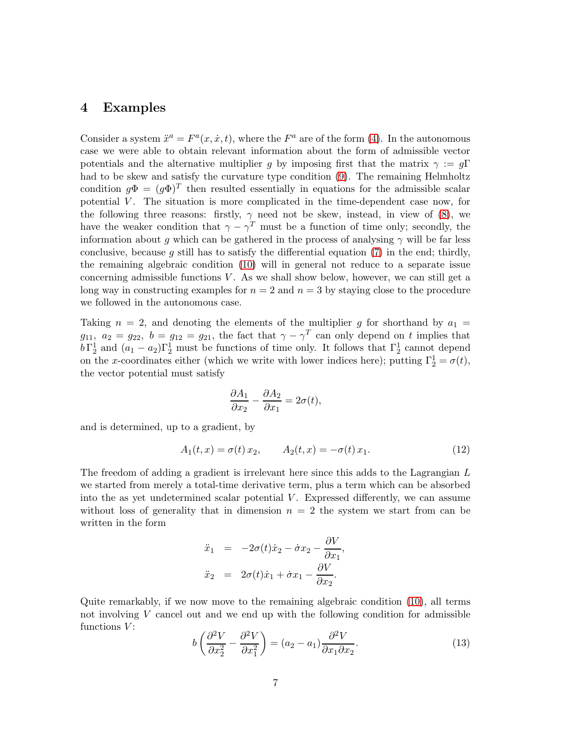## 4 Examples

Consider a system $\ddot{x}^a = F^a(x, \dot{x}, t)$, where the $F^a$ are of the form (4). In the autonomous case we were able to obtain relevant information about the form of admissible vector potentials and the alternative multiplier $g$ by imposing first that the matrix $\gamma := g\Gamma$ had to be skew and satisfy the curvature type condition (9). The remaining Helmholtz condition $g\Phi = (g\Phi)^T$ then resulted essentially in equations for the admissible scalar potential $V$. The situation is more complicated in the time-dependent case now, for the following three reasons: firstly, $\gamma$ need not be skew, instead, in view of (8), we have the weaker condition that $\gamma - \gamma^T$ must be a function of time only; secondly, the information about $g$ which can be gathered in the process of analysing $\gamma$ will be far less conclusive, because $g$ still has to satisfy the differential equation (7) in the end; thirdly, the remaining algebraic condition (10) will in general not reduce to a separate issue concerning admissible functions $V$. As we shall show below, however, we can still get a long way in constructing examples for $n = 2$ and $n = 3$ by staying close to the procedure we followed in the autonomous case.

Taking $n = 2$, and denoting the elements of the multiplier $g$ for shorthand by $a_1 = g_{11}$, $a_2 = g_{22}$, $b = g_{12} = g_{21}$, the fact that $\gamma - \gamma^T$ can only depend on $t$ implies that $b\,\Gamma^1_2$ and $(a_1 - a_2)\Gamma^1_2$ must be functions of time only. It follows that $\Gamma^1_2$ cannot depend on the $x$-coordinates either (which we write with lower indices here); putting $\Gamma^1_2 = \sigma(t)$, the vector potential must satisfy

$$\frac{\partial A_1}{\partial x_2} - \frac{\partial A_2}{\partial x_1} = 2\sigma(t),$$

and is determined, up to a gradient, by

$$A_1(t, x) = \sigma(t)\, x_2, \qquad A_2(t, x) = -\sigma(t)\, x_1. \tag{12}$$

The freedom of adding a gradient is irrelevant here since this adds to the Lagrangian $L$ we started from merely a total-time derivative term, plus a term which can be absorbed into the as yet undetermined scalar potential $V$. Expressed differently, we can assume without loss of generality that in dimension $n = 2$ the system we start from can be written in the form

$$\begin{aligned}
\ddot{x}_1 &= -2\sigma(t)\dot{x}_2 - \dot{\sigma} x_2 - \frac{\partial V}{\partial x_1}, \\
\ddot{x}_2 &= 2\sigma(t)\dot{x}_1 + \dot{\sigma} x_1 - \frac{\partial V}{\partial x_2}.
\end{aligned}$$

Quite remarkably, if we now move to the remaining algebraic condition (10), all terms not involving $V$ cancel out and we end up with the following condition for admissible functions $V$:

$$b\left(\frac{\partial^2 V}{\partial x_2^2} - \frac{\partial^2 V}{\partial x_1^2}\right) = (a_2 - a_1)\frac{\partial^2 V}{\partial x_1 \partial x_2}. \tag{13}$$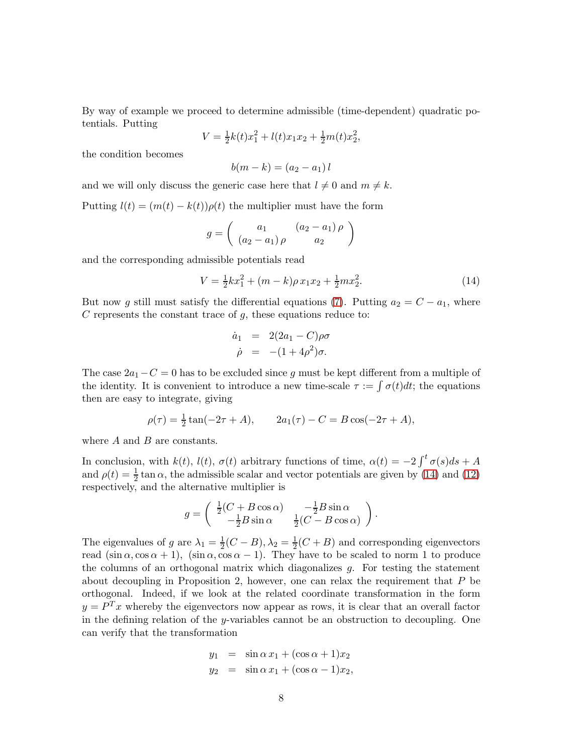By way of example we proceed to determine admissible (time-dependent) quadratic potentials. Putting

$$V = \tfrac{1}{2}k(t)x_1^2 + l(t)x_1x_2 + \tfrac{1}{2}m(t)x_2^2,$$

the condition becomes

$$b(m-k) = (a_2 - a_1)\, l$$

and we will only discuss the generic case here that $l \neq 0$ and $m \neq k$.

Putting $l(t) = (m(t) - k(t))\rho(t)$ the multiplier must have the form

$$g = \begin{pmatrix} a_1 & (a_2 - a_1)\,\rho \\ (a_2 - a_1)\,\rho & a_2 \end{pmatrix}$$

and the corresponding admissible potentials read

$$V = \tfrac{1}{2}kx_1^2 + (m-k)\rho\, x_1x_2 + \tfrac{1}{2}mx_2^2. \tag{14}$$

But now $g$ still must satisfy the differential equations (7). Putting $a_2 = C - a_1$, where $C$ represents the constant trace of $g$, these equations reduce to:

$$\begin{aligned} \dot{a}_1 &= 2(2a_1 - C)\rho\sigma \\ \dot{\rho} &= -(1 + 4\rho^2)\sigma. \end{aligned}$$

The case $2a_1 - C = 0$ has to be excluded since $g$ must be kept different from a multiple of the identity. It is convenient to introduce a new time-scale $\tau := \int \sigma(t)dt$; the equations then are easy to integrate, giving

$$\rho(\tau) = \tfrac{1}{2}\tan(-2\tau + A), \qquad 2a_1(\tau) - C = B\cos(-2\tau + A),$$

where $A$ and $B$ are constants.

In conclusion, with $k(t)$, $l(t)$, $\sigma(t)$ arbitrary functions of time, $\alpha(t) = -2\int^t \sigma(s)ds + A$ and $\rho(t) = \frac{1}{2}\tan\alpha$, the admissible scalar and vector potentials are given by (14) and (12) respectively, and the alternative multiplier is

$$g = \begin{pmatrix} \frac{1}{2}(C + B\cos\alpha) & -\frac{1}{2}B\sin\alpha \\ -\frac{1}{2}B\sin\alpha & \frac{1}{2}(C - B\cos\alpha) \end{pmatrix}.$$

The eigenvalues of $g$ are $\lambda_1 = \frac{1}{2}(C - B), \lambda_2 = \frac{1}{2}(C + B)$ and corresponding eigenvectors read $(\sin\alpha, \cos\alpha + 1)$, $(\sin\alpha, \cos\alpha - 1)$. They have to be scaled to norm 1 to produce the columns of an orthogonal matrix which diagonalizes $g$. For testing the statement about decoupling in Proposition 2, however, one can relax the requirement that $P$ be orthogonal. Indeed, if we look at the related coordinate transformation in the form $y = P^T x$ whereby the eigenvectors now appear as rows, it is clear that an overall factor in the defining relation of the $y$-variables cannot be an obstruction to decoupling. One can verify that the transformation

$$\begin{aligned} y_1 &= \sin\alpha\, x_1 + (\cos\alpha + 1)x_2 \\ y_2 &= \sin\alpha\, x_1 + (\cos\alpha - 1)x_2, \end{aligned}$$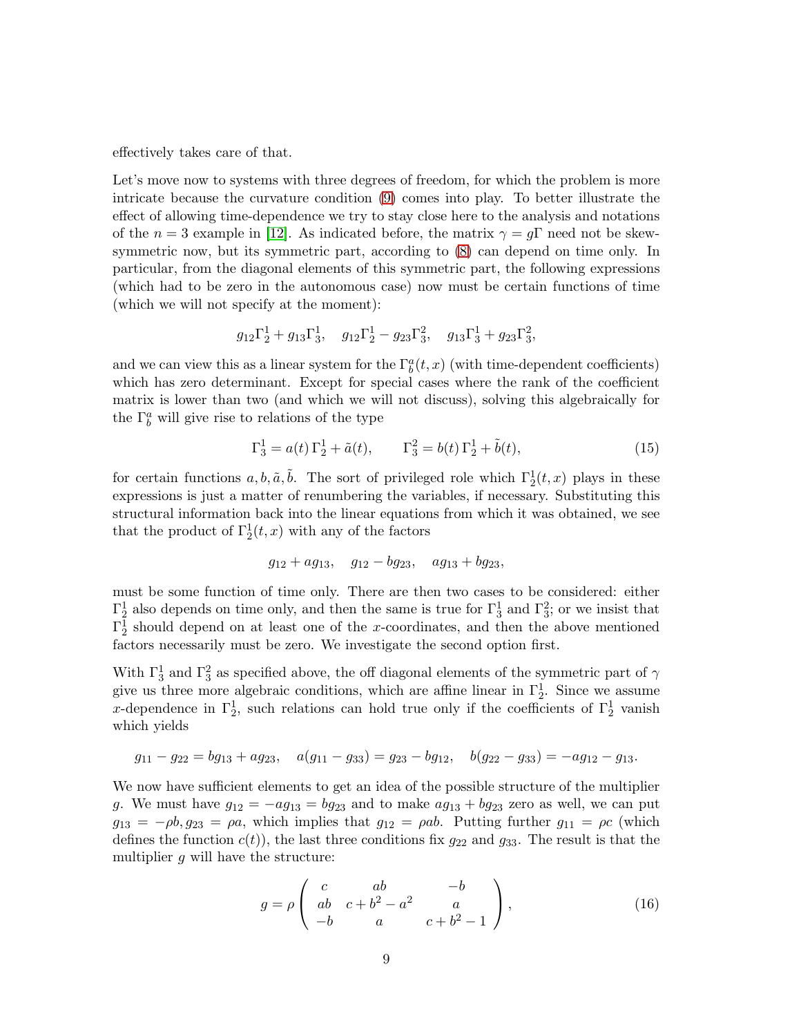effectively takes care of that.

Let's move now to systems with three degrees of freedom, for which the problem is more intricate because the curvature condition (9) comes into play. To better illustrate the effect of allowing time-dependence we try to stay close here to the analysis and notations of the $n = 3$ example in [12]. As indicated before, the matrix $\gamma = g\Gamma$ need not be skew-symmetric now, but its symmetric part, according to (8) can depend on time only. In particular, from the diagonal elements of this symmetric part, the following expressions (which had to be zero in the autonomous case) now must be certain functions of time (which we will not specify at the moment):

$$g_{12}\Gamma^1_2 + g_{13}\Gamma^1_3, \quad g_{12}\Gamma^1_2 - g_{23}\Gamma^2_3, \quad g_{13}\Gamma^1_3 + g_{23}\Gamma^2_3,$$

and we can view this as a linear system for the $\Gamma^a_b(t, x)$ (with time-dependent coefficients) which has zero determinant. Except for special cases where the rank of the coefficient matrix is lower than two (and which we will not discuss), solving this algebraically for the $\Gamma^a_b$ will give rise to relations of the type

$$\Gamma^1_3 = a(t)\,\Gamma^1_2 + \tilde{a}(t), \qquad \Gamma^2_3 = b(t)\,\Gamma^1_2 + \tilde{b}(t), \tag{15}$$

for certain functions $a, b, \tilde{a}, \tilde{b}$. The sort of privileged role which $\Gamma^1_2(t, x)$ plays in these expressions is just a matter of renumbering the variables, if necessary. Substituting this structural information back into the linear equations from which it was obtained, we see that the product of $\Gamma^1_2(t, x)$ with any of the factors

$$g_{12} + ag_{13}, \quad g_{12} - bg_{23}, \quad ag_{13} + bg_{23},$$

must be some function of time only. There are then two cases to be considered: either $\Gamma^1_2$ also depends on time only, and then the same is true for $\Gamma^1_3$ and $\Gamma^2_3$; or we insist that $\Gamma^1_2$ should depend on at least one of the $x$-coordinates, and then the above mentioned factors necessarily must be zero. We investigate the second option first.

With $\Gamma^1_3$ and $\Gamma^2_3$ as specified above, the off diagonal elements of the symmetric part of $\gamma$ give us three more algebraic conditions, which are affine linear in $\Gamma^1_2$. Since we assume $x$-dependence in $\Gamma^1_2$, such relations can hold true only if the coefficients of $\Gamma^1_2$ vanish which yields

$$g_{11} - g_{22} = bg_{13} + ag_{23}, \quad a(g_{11} - g_{33}) = g_{23} - bg_{12}, \quad b(g_{22} - g_{33}) = -ag_{12} - g_{13}.$$

We now have sufficient elements to get an idea of the possible structure of the multiplier $g$. We must have $g_{12} = -ag_{13} = bg_{23}$ and to make $ag_{13} + bg_{23}$ zero as well, we can put $g_{13} = -\rho b, g_{23} = \rho a$, which implies that $g_{12} = \rho ab$. Putting further $g_{11} = \rho c$ (which defines the function $c(t)$), the last three conditions fix $g_{22}$ and $g_{33}$. The result is that the multiplier $g$ will have the structure:

$$g = \rho \begin{pmatrix} c & ab & -b \\ ab & c + b^2 - a^2 & a \\ -b & a & c + b^2 - 1 \end{pmatrix}, \tag{16}$$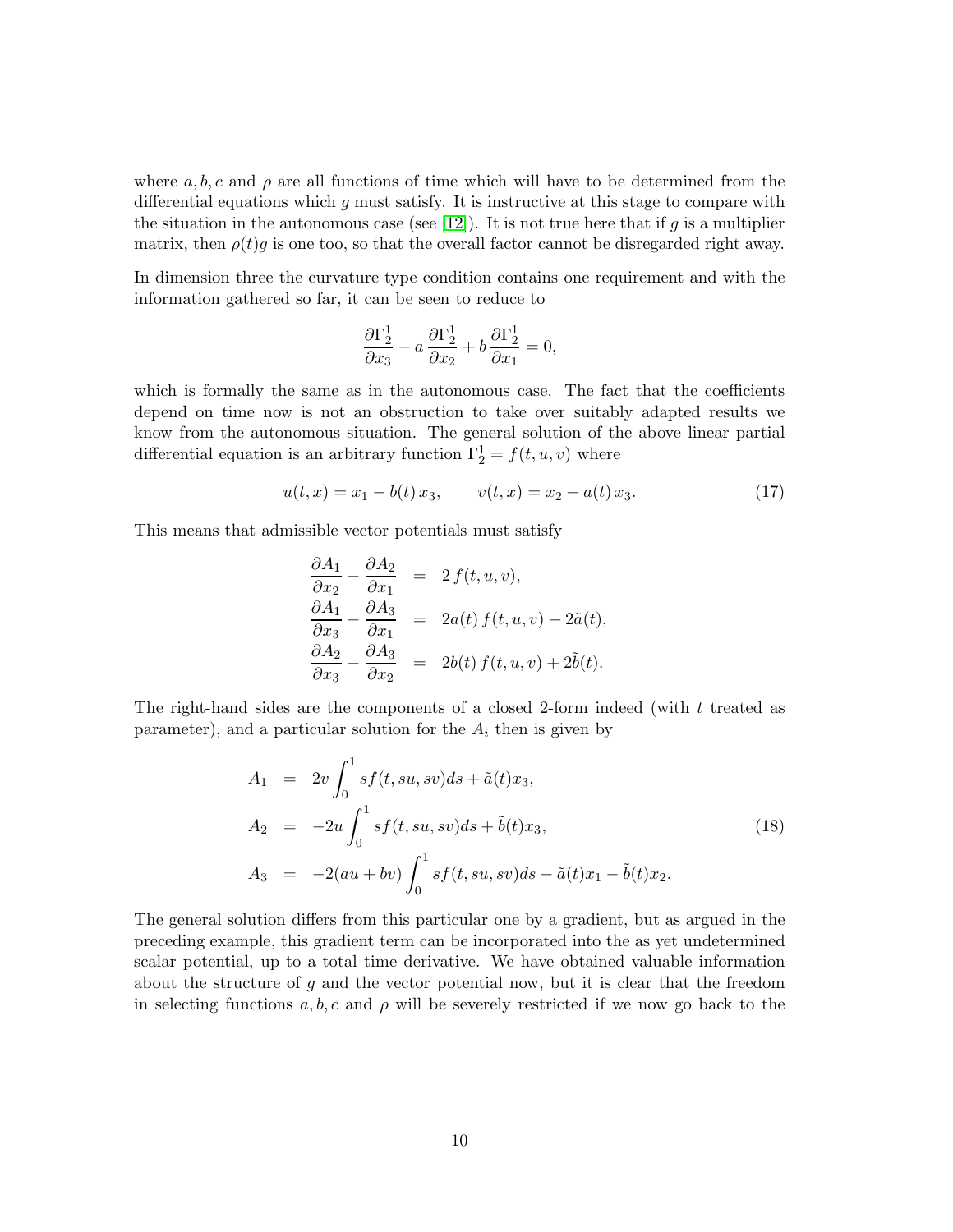where $a, b, c$ and $\rho$ are all functions of time which will have to be determined from the differential equations which $g$ must satisfy. It is instructive at this stage to compare with the situation in the autonomous case (see [12]). It is not true here that if $g$ is a multiplier matrix, then $\rho(t)g$ is one too, so that the overall factor cannot be disregarded right away.

In dimension three the curvature type condition contains one requirement and with the information gathered so far, it can be seen to reduce to

$$\frac{\partial \Gamma_2^1}{\partial x_3} - a\,\frac{\partial \Gamma_2^1}{\partial x_2} + b\,\frac{\partial \Gamma_2^1}{\partial x_1} = 0,$$

which is formally the same as in the autonomous case. The fact that the coefficients depend on time now is not an obstruction to take over suitably adapted results we know from the autonomous situation. The general solution of the above linear partial differential equation is an arbitrary function $\Gamma_2^1 = f(t, u, v)$ where

$$u(t, x) = x_1 - b(t)\, x_3, \qquad v(t, x) = x_2 + a(t)\, x_3. \tag{17}$$

This means that admissible vector potentials must satisfy

$$\begin{aligned}
\frac{\partial A_1}{\partial x_2} - \frac{\partial A_2}{\partial x_1} &= 2\, f(t, u, v), \\
\frac{\partial A_1}{\partial x_3} - \frac{\partial A_3}{\partial x_1} &= 2a(t)\, f(t, u, v) + 2\tilde{a}(t), \\
\frac{\partial A_2}{\partial x_3} - \frac{\partial A_3}{\partial x_2} &= 2b(t)\, f(t, u, v) + 2\tilde{b}(t).
\end{aligned}$$

The right-hand sides are the components of a closed 2-form indeed (with $t$ treated as parameter), and a particular solution for the $A_i$ then is given by

$$\begin{aligned}
A_1 &= 2v \int_0^1 s f(t, su, sv) ds + \tilde{a}(t) x_3, \\
A_2 &= -2u \int_0^1 s f(t, su, sv) ds + \tilde{b}(t) x_3, \\
A_3 &= -2(au + bv) \int_0^1 s f(t, su, sv) ds - \tilde{a}(t) x_1 - \tilde{b}(t) x_2.
\end{aligned} \tag{18}$$

The general solution differs from this particular one by a gradient, but as argued in the preceding example, this gradient term can be incorporated into the as yet undetermined scalar potential, up to a total time derivative. We have obtained valuable information about the structure of $g$ and the vector potential now, but it is clear that the freedom in selecting functions $a, b, c$ and $\rho$ will be severely restricted if we now go back to the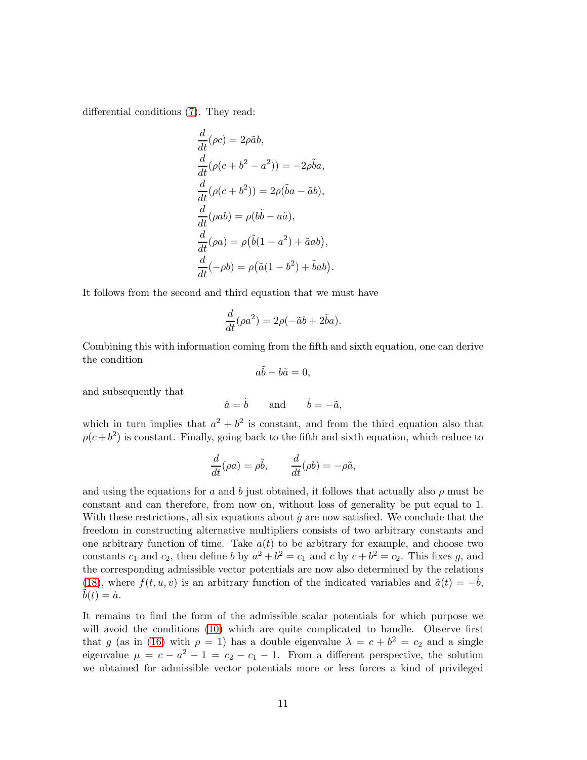differential conditions (7). They read:

$$
\begin{aligned}
&\frac{d}{dt}(\rho c) = 2\rho\tilde{a}b,\\
&\frac{d}{dt}(\rho(c + b^2 - a^2)) = -2\rho\tilde{b}a,\\
&\frac{d}{dt}(\rho(c + b^2)) = 2\rho(\tilde{b}a - \tilde{a}b),\\
&\frac{d}{dt}(\rho ab) = \rho(b\tilde{b} - a\tilde{a}),\\
&\frac{d}{dt}(\rho a) = \rho\big(\tilde{b}(1 - a^2) + \tilde{a}ab\big),\\
&\frac{d}{dt}(-\rho b) = \rho\big(\tilde{a}(1 - b^2) + \tilde{b}ab\big).
\end{aligned}
$$

It follows from the second and third equation that we must have

$$
\frac{d}{dt}(\rho a^2) = 2\rho(-\tilde{a}b + 2\tilde{b}a).
$$

Combining this with information coming from the fifth and sixth equation, one can derive the condition

$$
a\tilde{b} - b\tilde{a} = 0,
$$

and subsequently that

$$
\dot{a} = \tilde{b} \qquad \text{and} \qquad \dot{b} = -\tilde{a},
$$

which in turn implies that $a^2 + b^2$ is constant, and from the third equation also that $\rho(c + b^2)$ is constant. Finally, going back to the fifth and sixth equation, which reduce to

$$
\frac{d}{dt}(\rho a) = \rho\tilde{b}, \qquad \frac{d}{dt}(\rho b) = -\rho\tilde{a},
$$

and using the equations for $a$ and $b$ just obtained, it follows that actually also $\rho$ must be constant and can therefore, from now on, without loss of generality be put equal to 1. With these restrictions, all six equations about $\dot{g}$ are now satisfied. We conclude that the freedom in constructing alternative multipliers consists of two arbitrary constants and one arbitrary function of time. Take $a(t)$ to be arbitrary for example, and choose two constants $c_1$ and $c_2$, then define $b$ by $a^2 + b^2 = c_1$ and $c$ by $c + b^2 = c_2$. This fixes $g$, and the corresponding admissible vector potentials are now also determined by the relations (18), where $f(t, u, v)$ is an arbitrary function of the indicated variables and $\tilde{a}(t) = -\dot{b}$, $\tilde{b}(t) = \dot{a}$.

It remains to find the form of the admissible scalar potentials for which purpose we will avoid the conditions (10) which are quite complicated to handle. Observe first that $g$ (as in (16) with $\rho = 1$) has a double eigenvalue $\lambda = c + b^2 = c_2$ and a single eigenvalue $\mu = c - a^2 - 1 = c_2 - c_1 - 1$. From a different perspective, the solution we obtained for admissible vector potentials more or less forces a kind of privileged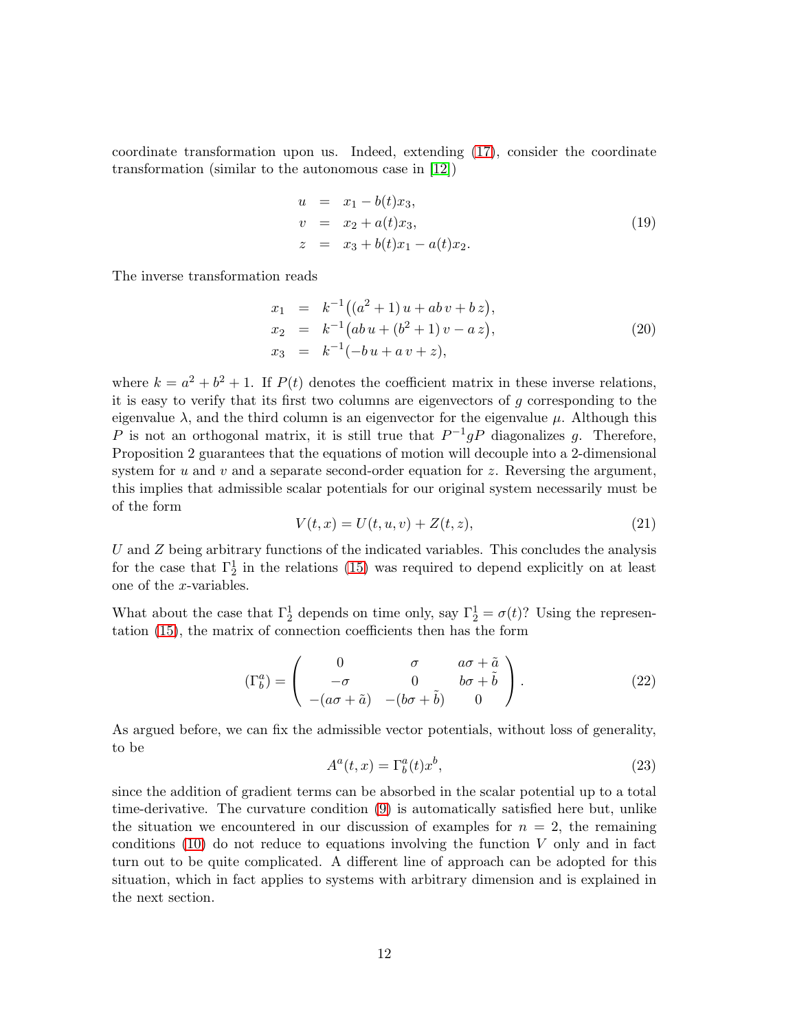coordinate transformation upon us. Indeed, extending (17), consider the coordinate transformation (similar to the autonomous case in [12])

$$
\begin{aligned}
u &= x_1 - b(t)x_3, \\
v &= x_2 + a(t)x_3, \\
z &= x_3 + b(t)x_1 - a(t)x_2.
\end{aligned}
\tag{19}
$$

The inverse transformation reads

$$
\begin{aligned}
x_1 &= k^{-1}\big((a^2+1)\,u + ab\,v + b\,z\big), \\
x_2 &= k^{-1}\big(ab\,u + (b^2+1)\,v - a\,z\big), \\
x_3 &= k^{-1}(-b\,u + a\,v + z),
\end{aligned}
\tag{20}
$$

where $k = a^2 + b^2 + 1$. If $P(t)$ denotes the coefficient matrix in these inverse relations, it is easy to verify that its first two columns are eigenvectors of $g$ corresponding to the eigenvalue $\lambda$, and the third column is an eigenvector for the eigenvalue $\mu$. Although this $P$ is not an orthogonal matrix, it is still true that $P^{-1}gP$ diagonalizes $g$. Therefore, Proposition 2 guarantees that the equations of motion will decouple into a 2-dimensional system for $u$ and $v$ and a separate second-order equation for $z$. Reversing the argument, this implies that admissible scalar potentials for our original system necessarily must be of the form

$$
V(t,x) = U(t,u,v) + Z(t,z), \tag{21}
$$

$U$ and $Z$ being arbitrary functions of the indicated variables. This concludes the analysis for the case that $\Gamma^1_2$ in the relations (15) was required to depend explicitly on at least one of the $x$-variables.

What about the case that $\Gamma^1_2$ depends on time only, say $\Gamma^1_2 = \sigma(t)$? Using the representation (15), the matrix of connection coefficients then has the form

$$
(\Gamma^a_b) = \begin{pmatrix} 0 & \sigma & a\sigma + \tilde{a} \\ -\sigma & 0 & b\sigma + \tilde{b} \\ -(a\sigma + \tilde{a}) & -(b\sigma + \tilde{b}) & 0 \end{pmatrix}. \tag{22}
$$

As argued before, we can fix the admissible vector potentials, without loss of generality, to be

$$
A^a(t,x) = \Gamma^a_b(t)x^b, \tag{23}
$$

since the addition of gradient terms can be absorbed in the scalar potential up to a total time-derivative. The curvature condition (9) is automatically satisfied here but, unlike the situation we encountered in our discussion of examples for $n = 2$, the remaining conditions (10) do not reduce to equations involving the function $V$ only and in fact turn out to be quite complicated. A different line of approach can be adopted for this situation, which in fact applies to systems with arbitrary dimension and is explained in the next section.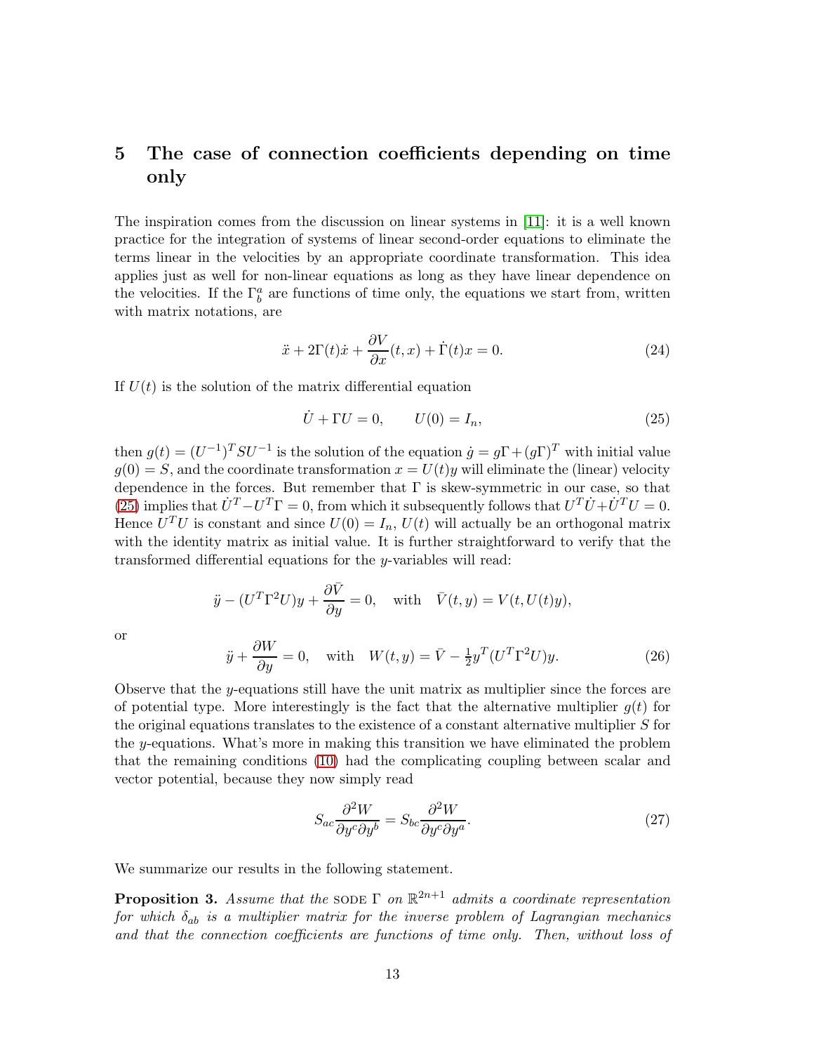## 5 The case of connection coefficients depending on time only

The inspiration comes from the discussion on linear systems in [11]: it is a well known practice for the integration of systems of linear second-order equations to eliminate the terms linear in the velocities by an appropriate coordinate transformation. This idea applies just as well for non-linear equations as long as they have linear dependence on the velocities. If the $\Gamma^a_b$ are functions of time only, the equations we start from, written with matrix notations, are

$$\ddot{x} + 2\Gamma(t)\dot{x} + \frac{\partial V}{\partial x}(t,x) + \dot{\Gamma}(t)x = 0. \tag{24}$$

If $U(t)$ is the solution of the matrix differential equation

$$\dot{U} + \Gamma U = 0, \qquad U(0) = I_n, \tag{25}$$

then $g(t) = (U^{-1})^T S U^{-1}$ is the solution of the equation $\dot{g} = g\Gamma + (g\Gamma)^T$ with initial value $g(0) = S$, and the coordinate transformation $x = U(t)y$ will eliminate the (linear) velocity dependence in the forces. But remember that $\Gamma$ is skew-symmetric in our case, so that (25) implies that $\dot{U}^T - U^T\Gamma = 0$, from which it subsequently follows that $U^T\dot{U} + \dot{U}^T U = 0$. Hence $U^T U$ is constant and since $U(0) = I_n$, $U(t)$ will actually be an orthogonal matrix with the identity matrix as initial value. It is further straightforward to verify that the transformed differential equations for the $y$-variables will read:

$$\ddot{y} - (U^T\Gamma^2 U)y + \frac{\partial \bar{V}}{\partial y} = 0, \quad \text{with} \quad \bar{V}(t,y) = V(t, U(t)y),$$

or

$$\ddot{y} + \frac{\partial W}{\partial y} = 0, \quad \text{with} \quad W(t,y) = \bar{V} - \tfrac{1}{2}y^T(U^T\Gamma^2 U)y. \tag{26}$$

Observe that the $y$-equations still have the unit matrix as multiplier since the forces are of potential type. More interestingly is the fact that the alternative multiplier $g(t)$ for the original equations translates to the existence of a constant alternative multiplier $S$ for the $y$-equations. What's more in making this transition we have eliminated the problem that the remaining conditions (10) had the complicating coupling between scalar and vector potential, because they now simply read

$$S_{ac}\frac{\partial^2 W}{\partial y^c \partial y^b} = S_{bc}\frac{\partial^2 W}{\partial y^c \partial y^a}. \tag{27}$$

We summarize our results in the following statement.

**Proposition 3.** *Assume that the* SODE $\Gamma$ *on* $\mathbb{R}^{2n+1}$ *admits a coordinate representation for which* $\delta_{ab}$ *is a multiplier matrix for the inverse problem of Lagrangian mechanics and that the connection coefficients are functions of time only. Then, without loss of*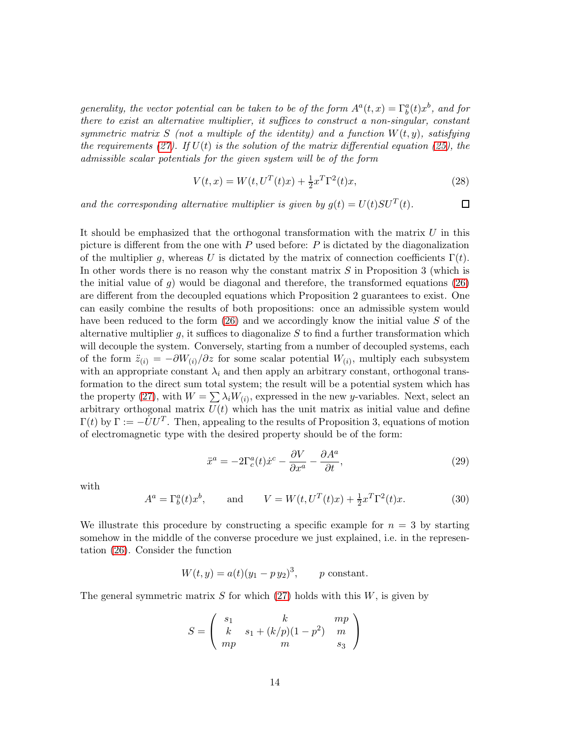*generality, the vector potential can be taken to be of the form $A^a(t,x) = \Gamma^a_b(t)x^b$, and for there to exist an alternative multiplier, it suffices to construct a non-singular, constant symmetric matrix $S$ (not a multiple of the identity) and a function $W(t,y)$, satisfying the requirements (27). If $U(t)$ is the solution of the matrix differential equation (25), the admissible scalar potentials for the given system will be of the form*

$$V(t,x) = W(t, U^T(t)x) + \tfrac{1}{2}x^T\Gamma^2(t)x, \tag{28}$$

*and the corresponding alternative multiplier is given by $g(t) = U(t)SU^T(t)$.* □

It should be emphasized that the orthogonal transformation with the matrix $U$ in this picture is different from the one with $P$ used before: $P$ is dictated by the diagonalization of the multiplier $g$, whereas $U$ is dictated by the matrix of connection coefficients $\Gamma(t)$. In other words there is no reason why the constant matrix $S$ in Proposition 3 (which is the initial value of $g$) would be diagonal and therefore, the transformed equations (26) are different from the decoupled equations which Proposition 2 guarantees to exist. One can easily combine the results of both propositions: once an admissible system would have been reduced to the form (26) and we accordingly know the initial value $S$ of the alternative multiplier $g$, it suffices to diagonalize $S$ to find a further transformation which will decouple the system. Conversely, starting from a number of decoupled systems, each of the form $\ddot{z}_{(i)} = -\partial W_{(i)}/\partial z$ for some scalar potential $W_{(i)}$, multiply each subsystem with an appropriate constant $\lambda_i$ and then apply an arbitrary constant, orthogonal transformation to the direct sum total system; the result will be a potential system which has the property (27), with $W = \sum \lambda_i W_{(i)}$, expressed in the new $y$-variables. Next, select an arbitrary orthogonal matrix $U(t)$ which has the unit matrix as initial value and define $\Gamma(t)$ by $\Gamma := -\dot{U}U^T$. Then, appealing to the results of Proposition 3, equations of motion of electromagnetic type with the desired property should be of the form:

$$\ddot{x}^a = -2\Gamma^a_c(t)\dot{x}^c - \frac{\partial V}{\partial x^a} - \frac{\partial A^a}{\partial t}, \tag{29}$$

with

$$A^a = \Gamma^a_b(t)x^b, \qquad \text{and} \qquad V = W(t, U^T(t)x) + \tfrac{1}{2}x^T\Gamma^2(t)x. \tag{30}$$

We illustrate this procedure by constructing a specific example for $n = 3$ by starting somehow in the middle of the converse procedure we just explained, i.e. in the representation (26). Consider the function

$$W(t,y) = a(t)(y_1 - p\,y_2)^3, \qquad p \text{ constant.}$$

The general symmetric matrix $S$ for which (27) holds with this $W$, is given by

$$S = \begin{pmatrix} s_1 & k & mp \\ k & s_1 + (k/p)(1-p^2) & m \\ mp & m & s_3 \end{pmatrix}$$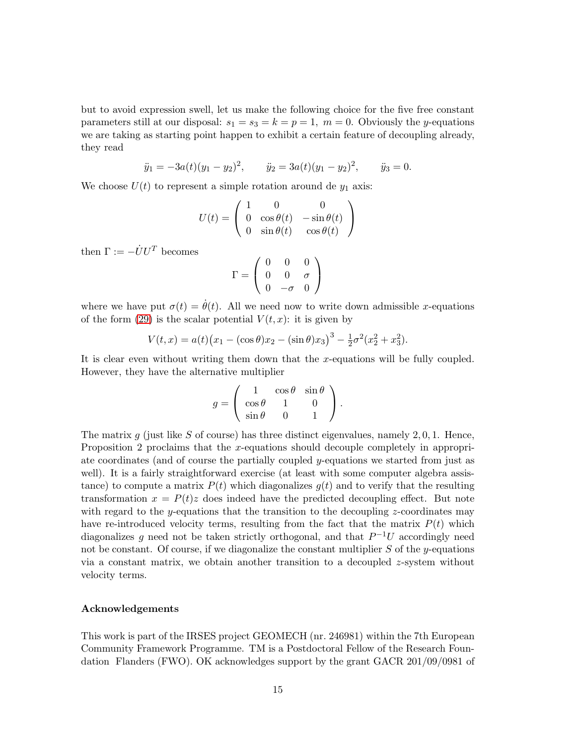but to avoid expression swell, let us make the following choice for the five free constant parameters still at our disposal: $s_1 = s_3 = k = p = 1,\ m = 0$. Obviously the $y$-equations we are taking as starting point happen to exhibit a certain feature of decoupling already, they read

$$\ddot{y}_1 = -3a(t)(y_1 - y_2)^2, \qquad \ddot{y}_2 = 3a(t)(y_1 - y_2)^2, \qquad \ddot{y}_3 = 0.$$

We choose $U(t)$ to represent a simple rotation around de $y_1$ axis:

$$U(t) = \begin{pmatrix} 1 & 0 & 0 \\ 0 & \cos\theta(t) & -\sin\theta(t) \\ 0 & \sin\theta(t) & \cos\theta(t) \end{pmatrix}$$

then $\Gamma := -\dot{U}U^T$ becomes

$$\Gamma = \begin{pmatrix} 0 & 0 & 0 \\ 0 & 0 & \sigma \\ 0 & -\sigma & 0 \end{pmatrix}$$

where we have put $\sigma(t) = \dot{\theta}(t)$. All we need now to write down admissible $x$-equations of the form (29) is the scalar potential $V(t,x)$: it is given by

$$V(t,x) = a(t)\big(x_1 - (\cos\theta)x_2 - (\sin\theta)x_3\big)^3 - \tfrac{1}{2}\sigma^2(x_2^2 + x_3^2).$$

It is clear even without writing them down that the $x$-equations will be fully coupled. However, they have the alternative multiplier

$$g = \begin{pmatrix} 1 & \cos\theta & \sin\theta \\ \cos\theta & 1 & 0 \\ \sin\theta & 0 & 1 \end{pmatrix}.$$

The matrix $g$ (just like $S$ of course) has three distinct eigenvalues, namely $2, 0, 1$. Hence, Proposition 2 proclaims that the $x$-equations should decouple completely in appropriate coordinates (and of course the partially coupled $y$-equations we started from just as well). It is a fairly straightforward exercise (at least with some computer algebra assistance) to compute a matrix $P(t)$ which diagonalizes $g(t)$ and to verify that the resulting transformation $x = P(t)z$ does indeed have the predicted decoupling effect. But note with regard to the $y$-equations that the transition to the decoupling $z$-coordinates may have re-introduced velocity terms, resulting from the fact that the matrix $P(t)$ which diagonalizes $g$ need not be taken strictly orthogonal, and that $P^{-1}U$ accordingly need not be constant. Of course, if we diagonalize the constant multiplier $S$ of the $y$-equations via a constant matrix, we obtain another transition to a decoupled $z$-system without velocity terms.

### Acknowledgements

This work is part of the IRSES project GEOMECH (nr. 246981) within the 7th European Community Framework Programme. TM is a Postdoctoral Fellow of the Research Foundation Flanders (FWO). OK acknowledges support by the grant GACR 201/09/0981 of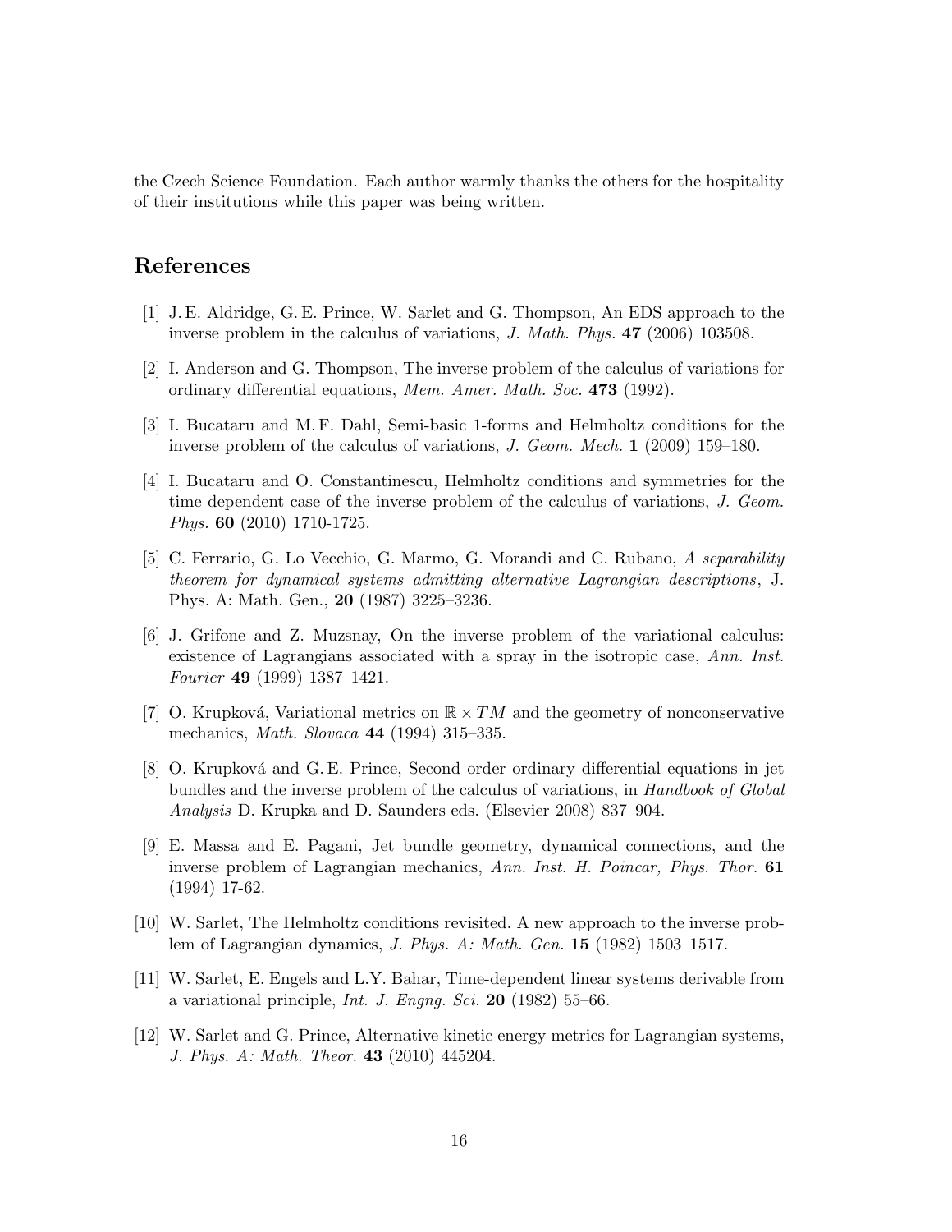the Czech Science Foundation. Each author warmly thanks the others for the hospitality of their institutions while this paper was being written.

## References

[1] J. E. Aldridge, G. E. Prince, W. Sarlet and G. Thompson, An EDS approach to the inverse problem in the calculus of variations, *J. Math. Phys.* **47** (2006) 103508.

[2] I. Anderson and G. Thompson, The inverse problem of the calculus of variations for ordinary differential equations, *Mem. Amer. Math. Soc.* **473** (1992).

[3] I. Bucataru and M. F. Dahl, Semi-basic 1-forms and Helmholtz conditions for the inverse problem of the calculus of variations, *J. Geom. Mech.* **1** (2009) 159–180.

[4] I. Bucataru and O. Constantinescu, Helmholtz conditions and symmetries for the time dependent case of the inverse problem of the calculus of variations, *J. Geom. Phys.* **60** (2010) 1710-1725.

[5] C. Ferrario, G. Lo Vecchio, G. Marmo, G. Morandi and C. Rubano, *A separability theorem for dynamical systems admitting alternative Lagrangian descriptions*, J. Phys. A: Math. Gen., **20** (1987) 3225–3236.

[6] J. Grifone and Z. Muzsnay, On the inverse problem of the variational calculus: existence of Lagrangians associated with a spray in the isotropic case, *Ann. Inst. Fourier* **49** (1999) 1387–1421.

[7] O. Krupková, Variational metrics on $\mathbb{R} \times TM$ and the geometry of nonconservative mechanics, *Math. Slovaca* **44** (1994) 315–335.

[8] O. Krupková and G. E. Prince, Second order ordinary differential equations in jet bundles and the inverse problem of the calculus of variations, in *Handbook of Global Analysis* D. Krupka and D. Saunders eds. (Elsevier 2008) 837–904.

[9] E. Massa and E. Pagani, Jet bundle geometry, dynamical connections, and the inverse problem of Lagrangian mechanics, *Ann. Inst. H. Poincar, Phys. Thor.* **61** (1994) 17-62.

[10] W. Sarlet, The Helmholtz conditions revisited. A new approach to the inverse problem of Lagrangian dynamics, *J. Phys. A: Math. Gen.* **15** (1982) 1503–1517.

[11] W. Sarlet, E. Engels and L.Y. Bahar, Time-dependent linear systems derivable from a variational principle, *Int. J. Engng. Sci.* **20** (1982) 55–66.

[12] W. Sarlet and G. Prince, Alternative kinetic energy metrics for Lagrangian systems, *J. Phys. A: Math. Theor.* **43** (2010) 445204.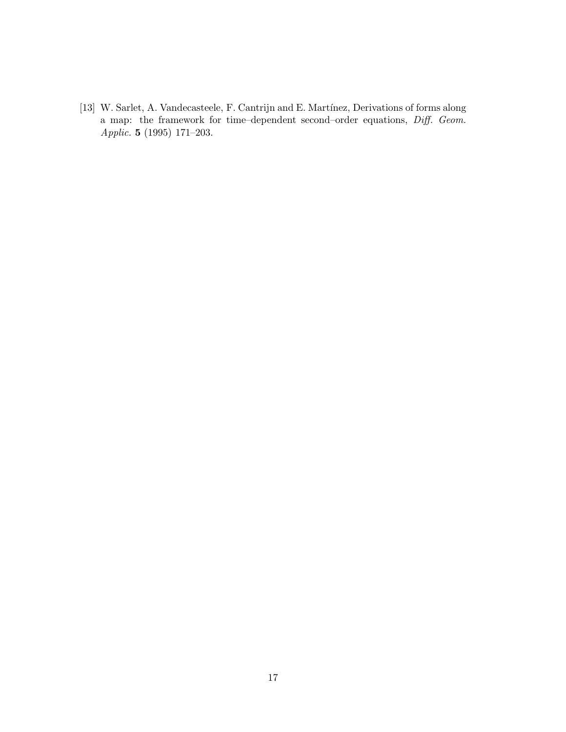[13] W. Sarlet, A. Vandecasteele, F. Cantrijn and E. Martínez, Derivations of forms along a map: the framework for time–dependent second–order equations, *Diff. Geom. Applic.* **5** (1995) 171–203.